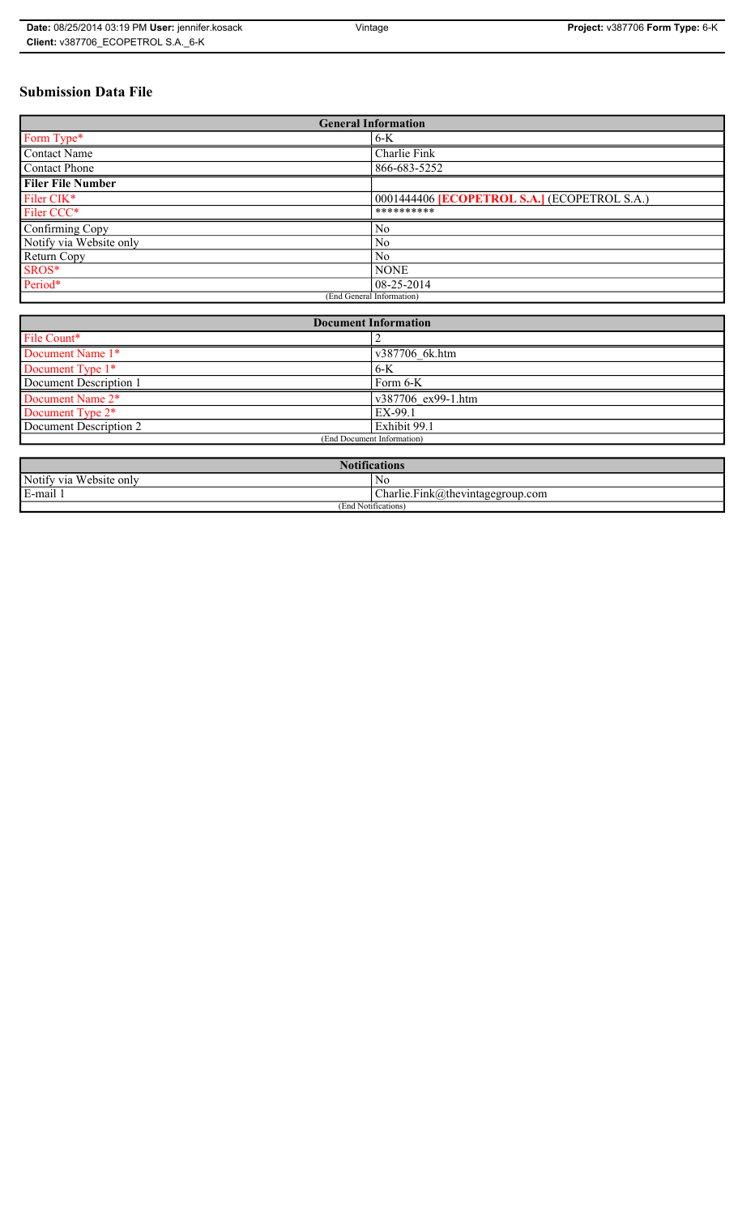# Submission Data File

| General Information | |
|---|---|
| Form Type* | 6-K |
| Contact Name | Charlie Fink |
| Contact Phone | 866-683-5252 |
| **Filer File Number** | |
| Filer CIK* | 0001444406 **[ECOPETROL S.A.]** (ECOPETROL S.A.) |
| Filer CCC* | ********** |
| Confirming Copy | No |
| Notify via Website only | No |
| Return Copy | No |
| SROS* | NONE |
| Period* | 08-25-2014 |
| (End General Information) | |

| Document Information | |
|---|---|
| File Count* | 2 |
| Document Name 1* | v387706_6k.htm |
| Document Type 1* | 6-K |
| Document Description 1 | Form 6-K |
| Document Name 2* | v387706_ex99-1.htm |
| Document Type 2* | EX-99.1 |
| Document Description 2 | Exhibit 99.1 |
| (End Document Information) | |

| Notifications | |
|---|---|
| Notify via Website only | No |
| E-mail 1 | Charlie.Fink@thevintagegroup.com |
| (End Notifications) | |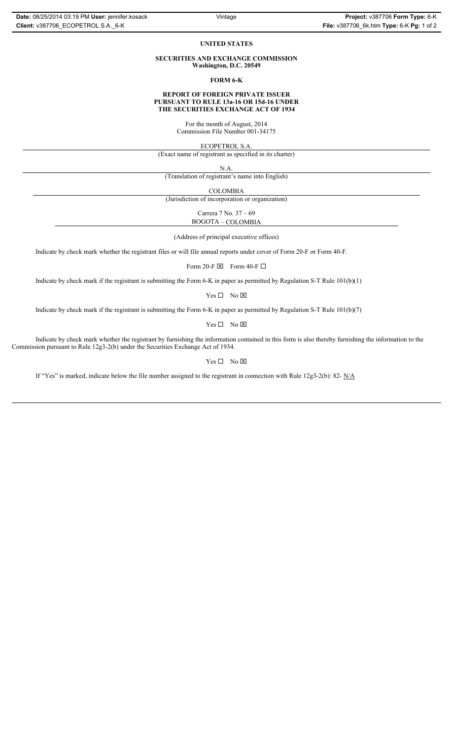**UNITED STATES**

**SECURITIES AND EXCHANGE COMMISSION**
**Washington, D.C. 20549**

**FORM 6-K**

**REPORT OF FOREIGN PRIVATE ISSUER**
**PURSUANT TO RULE 13a-16 OR 15d-16 UNDER**
**THE SECURITIES EXCHANGE ACT OF 1934**

For the month of August, 2014
Commission File Number 001-34175

ECOPETROL S.A.
(Exact name of registrant as specified in its charter)

N.A.
(Translation of registrant's name into English)

COLOMBIA
(Jurisdiction of incorporation or organization)

Carrera 7 No. 37 – 69
BOGOTA – COLOMBIA

(Address of principal executive offices)

Indicate by check mark whether the registrant files or will file annual reports under cover of Form 20-F or Form 40-F.

Form 20-F ☒ Form 40-F ☐

Indicate by check mark if the registrant is submitting the Form 6-K in paper as permitted by Regulation S-T Rule 101(b)(1)

Yes ☐ No ☒

Indicate by check mark if the registrant is submitting the Form 6-K in paper as permitted by Regulation S-T Rule 101(b)(7)

Yes ☐ No ☒

Indicate by check mark whether the registrant by furnishing the information contained in this form is also thereby furnishing the information to the Commission pursuant to Rule 12g3-2(b) under the Securities Exchange Act of 1934.

Yes ☐ No ☒

If "Yes" is marked, indicate below the file number assigned to the registrant in connection with Rule 12g3-2(b): 82- N/A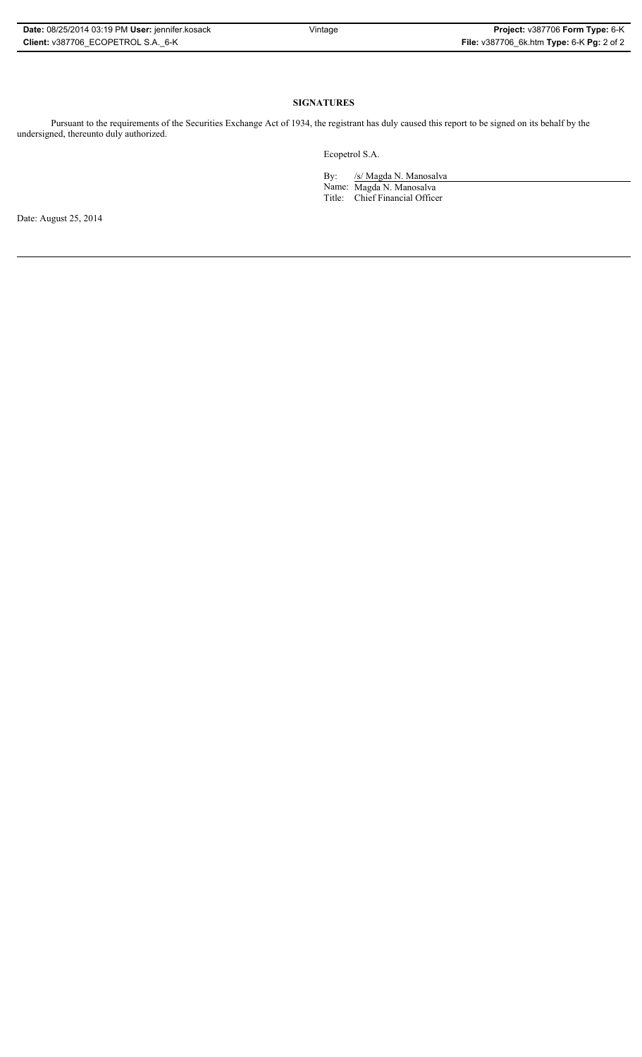## SIGNATURES

Pursuant to the requirements of the Securities Exchange Act of 1934, the registrant has duly caused this report to be signed on its behalf by the undersigned, thereunto duly authorized.

Ecopetrol S.A.

By: /s/ Magda N. Manosalva
Name: Magda N. Manosalva
Title: Chief Financial Officer

Date: August 25, 2014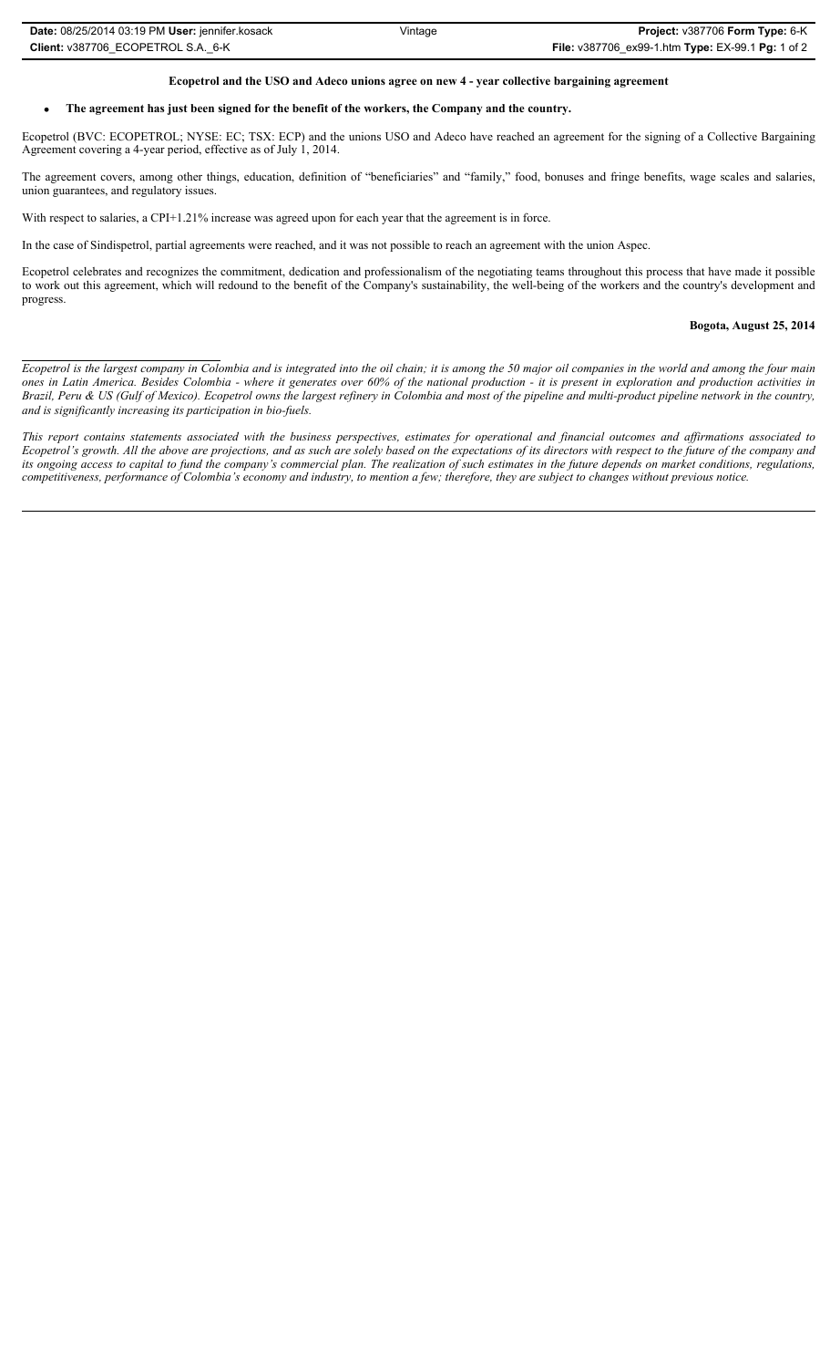**Ecopetrol and the USO and Adeco unions agree on new 4 - year collective bargaining agreement**

- **The agreement has just been signed for the benefit of the workers, the Company and the country.**

Ecopetrol (BVC: ECOPETROL; NYSE: EC; TSX: ECP) and the unions USO and Adeco have reached an agreement for the signing of a Collective Bargaining Agreement covering a 4-year period, effective as of July 1, 2014.

The agreement covers, among other things, education, definition of "beneficiaries" and "family," food, bonuses and fringe benefits, wage scales and salaries, union guarantees, and regulatory issues.

With respect to salaries, a CPI+1.21% increase was agreed upon for each year that the agreement is in force.

In the case of Sindispetrol, partial agreements were reached, and it was not possible to reach an agreement with the union Aspec.

Ecopetrol celebrates and recognizes the commitment, dedication and professionalism of the negotiating teams throughout this process that have made it possible to work out this agreement, which will redound to the benefit of the Company's sustainability, the well-being of the workers and the country's development and progress.

**Bogota, August 25, 2014**

---

*Ecopetrol is the largest company in Colombia and is integrated into the oil chain; it is among the 50 major oil companies in the world and among the four main ones in Latin America. Besides Colombia - where it generates over 60% of the national production - it is present in exploration and production activities in Brazil, Peru & US (Gulf of Mexico). Ecopetrol owns the largest refinery in Colombia and most of the pipeline and multi-product pipeline network in the country, and is significantly increasing its participation in bio-fuels.*

*This report contains statements associated with the business perspectives, estimates for operational and financial outcomes and affirmations associated to Ecopetrol's growth. All the above are projections, and as such are solely based on the expectations of its directors with respect to the future of the company and its ongoing access to capital to fund the company's commercial plan. The realization of such estimates in the future depends on market conditions, regulations, competitiveness, performance of Colombia's economy and industry, to mention a few; therefore, they are subject to changes without previous notice.*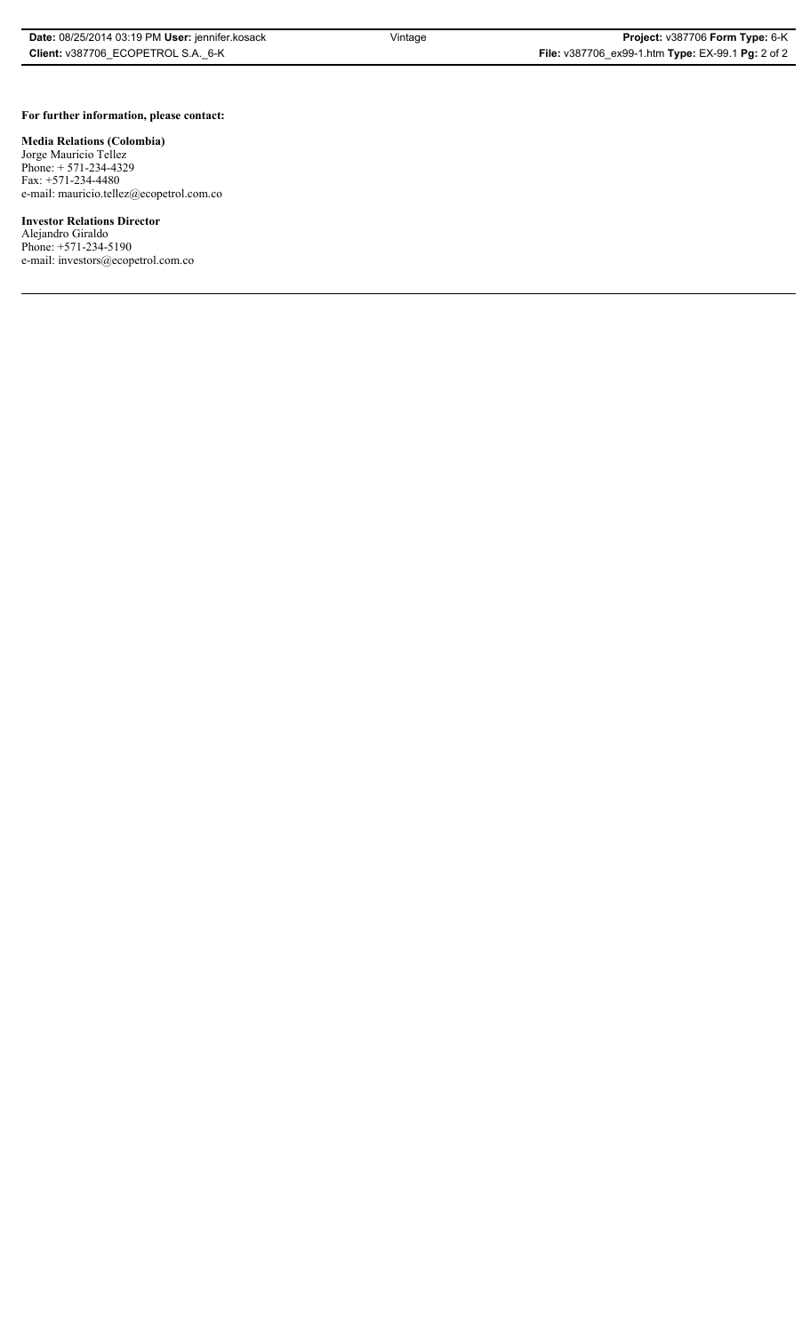**For further information, please contact:**

**Media Relations (Colombia)**
Jorge Mauricio Tellez
Phone: + 571-234-4329
Fax: +571-234-4480
e-mail: mauricio.tellez@ecopetrol.com.co

**Investor Relations Director**
Alejandro Giraldo
Phone: +571-234-5190
e-mail: investors@ecopetrol.com.co